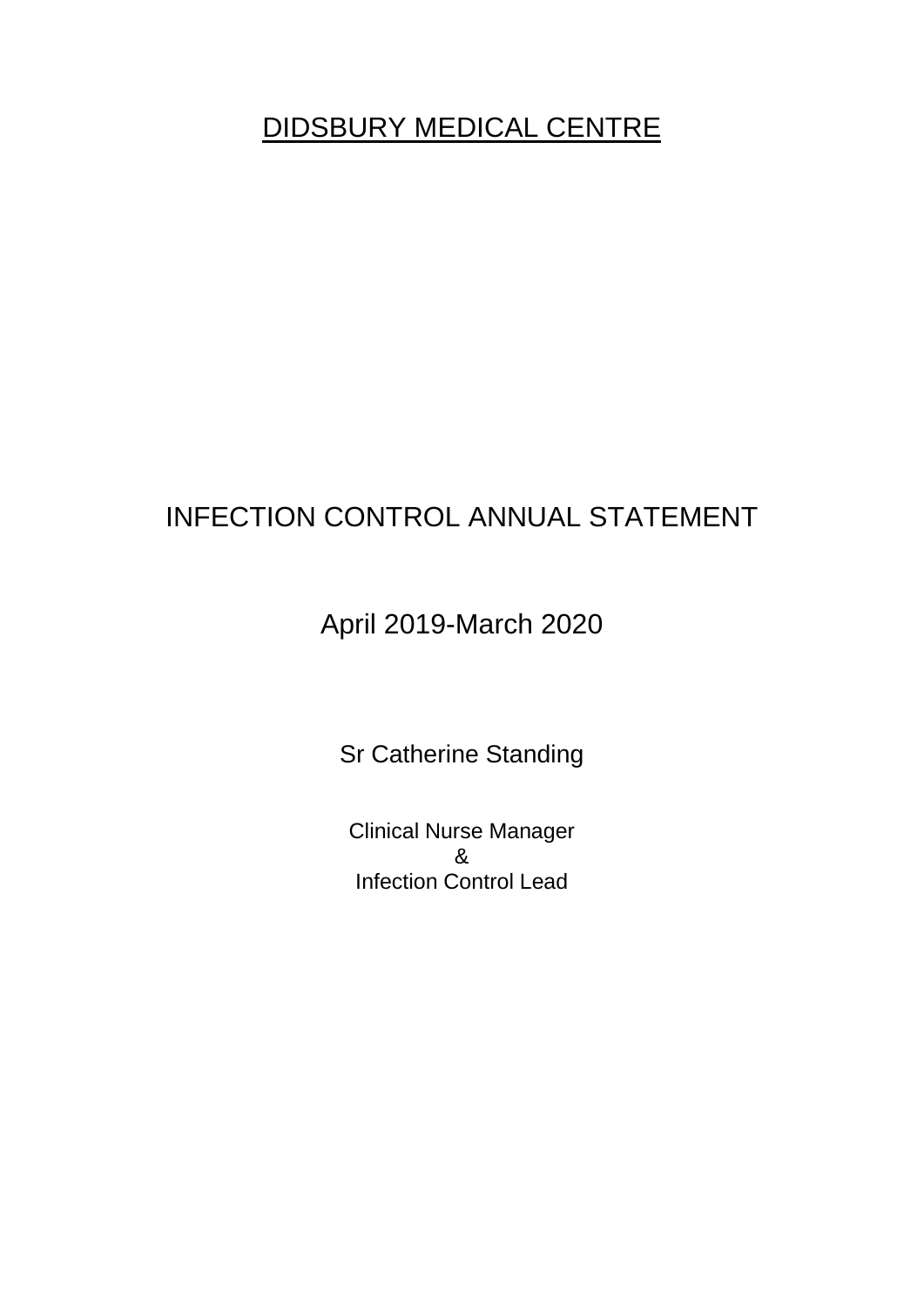# DIDSBURY MEDICAL CENTRE

## INFECTION CONTROL ANNUAL STATEMENT

## April 2019-March 2020

Sr Catherine Standing

Clinical Nurse Manager
&
Infection Control Lead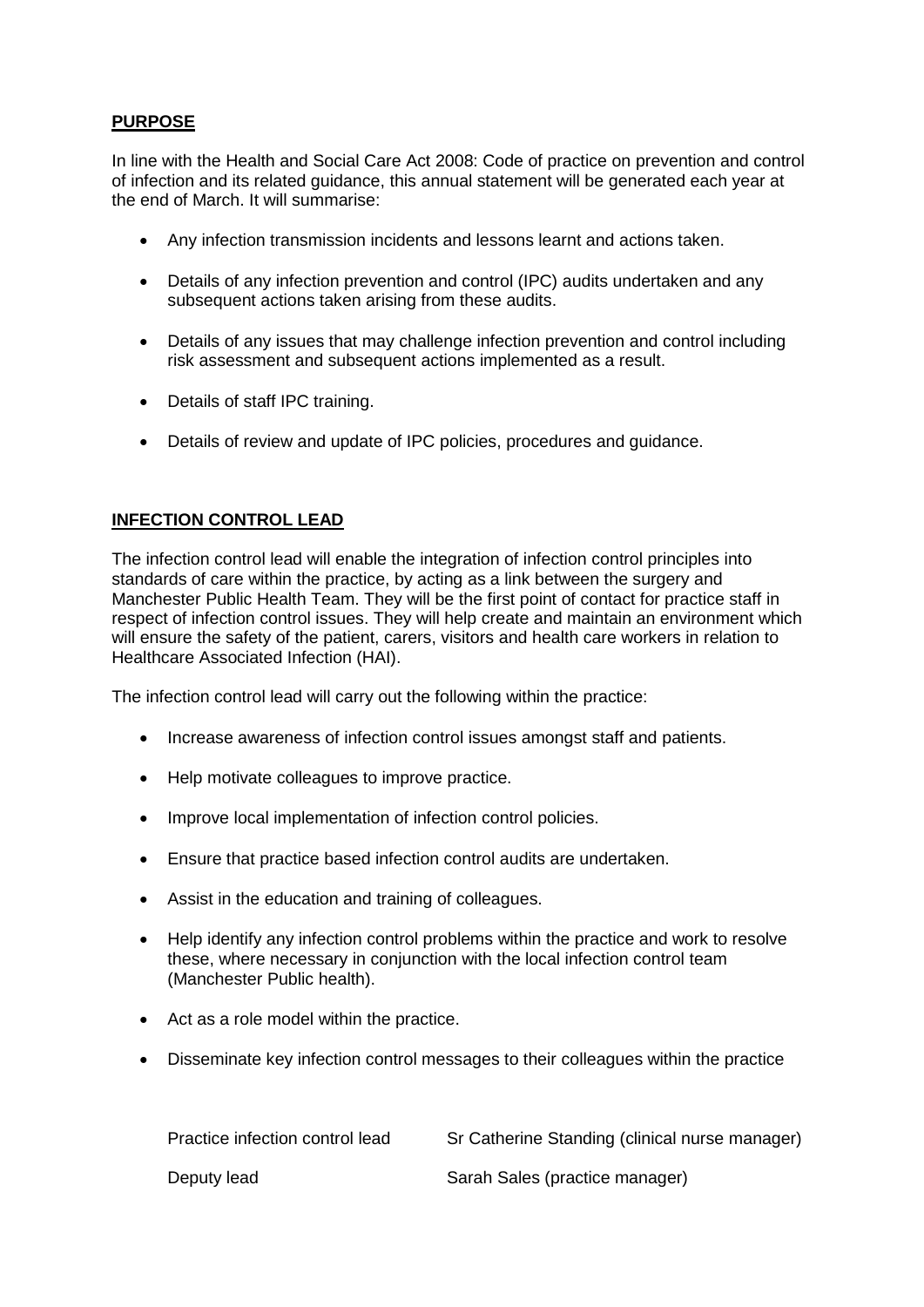## PURPOSE

In line with the Health and Social Care Act 2008: Code of practice on prevention and control of infection and its related guidance, this annual statement will be generated each year at the end of March. It will summarise:

- Any infection transmission incidents and lessons learnt and actions taken.
- Details of any infection prevention and control (IPC) audits undertaken and any subsequent actions taken arising from these audits.
- Details of any issues that may challenge infection prevention and control including risk assessment and subsequent actions implemented as a result.
- Details of staff IPC training.
- Details of review and update of IPC policies, procedures and guidance.

## INFECTION CONTROL LEAD

The infection control lead will enable the integration of infection control principles into standards of care within the practice, by acting as a link between the surgery and Manchester Public Health Team. They will be the first point of contact for practice staff in respect of infection control issues. They will help create and maintain an environment which will ensure the safety of the patient, carers, visitors and health care workers in relation to Healthcare Associated Infection (HAI).

The infection control lead will carry out the following within the practice:

- Increase awareness of infection control issues amongst staff and patients.
- Help motivate colleagues to improve practice.
- Improve local implementation of infection control policies.
- Ensure that practice based infection control audits are undertaken.
- Assist in the education and training of colleagues.
- Help identify any infection control problems within the practice and work to resolve these, where necessary in conjunction with the local infection control team (Manchester Public health).
- Act as a role model within the practice.
- Disseminate key infection control messages to their colleagues within the practice

| | |
|---|---|
| Practice infection control lead | Sr Catherine Standing (clinical nurse manager) |
| Deputy lead | Sarah Sales (practice manager) |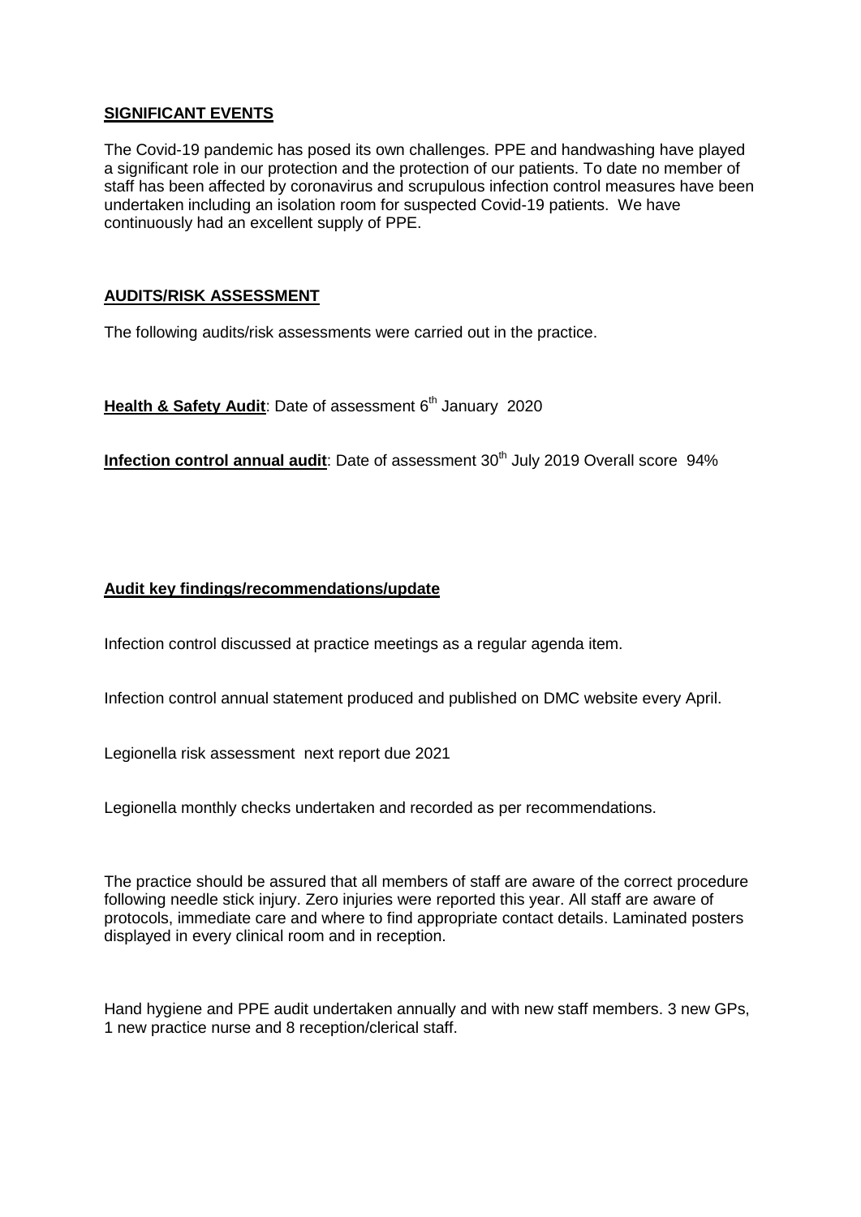## **SIGNIFICANT EVENTS**

The Covid-19 pandemic has posed its own challenges. PPE and handwashing have played a significant role in our protection and the protection of our patients. To date no member of staff has been affected by coronavirus and scrupulous infection control measures have been undertaken including an isolation room for suspected Covid-19 patients. We have continuously had an excellent supply of PPE.

## **AUDITS/RISK ASSESSMENT**

The following audits/risk assessments were carried out in the practice.

**Health & Safety Audit**: Date of assessment 6th January 2020

**Infection control annual audit**: Date of assessment 30th July 2019 Overall score 94%

## **Audit key findings/recommendations/update**

Infection control discussed at practice meetings as a regular agenda item.

Infection control annual statement produced and published on DMC website every April.

Legionella risk assessment next report due 2021

Legionella monthly checks undertaken and recorded as per recommendations.

The practice should be assured that all members of staff are aware of the correct procedure following needle stick injury. Zero injuries were reported this year. All staff are aware of protocols, immediate care and where to find appropriate contact details. Laminated posters displayed in every clinical room and in reception.

Hand hygiene and PPE audit undertaken annually and with new staff members. 3 new GPs, 1 new practice nurse and 8 reception/clerical staff.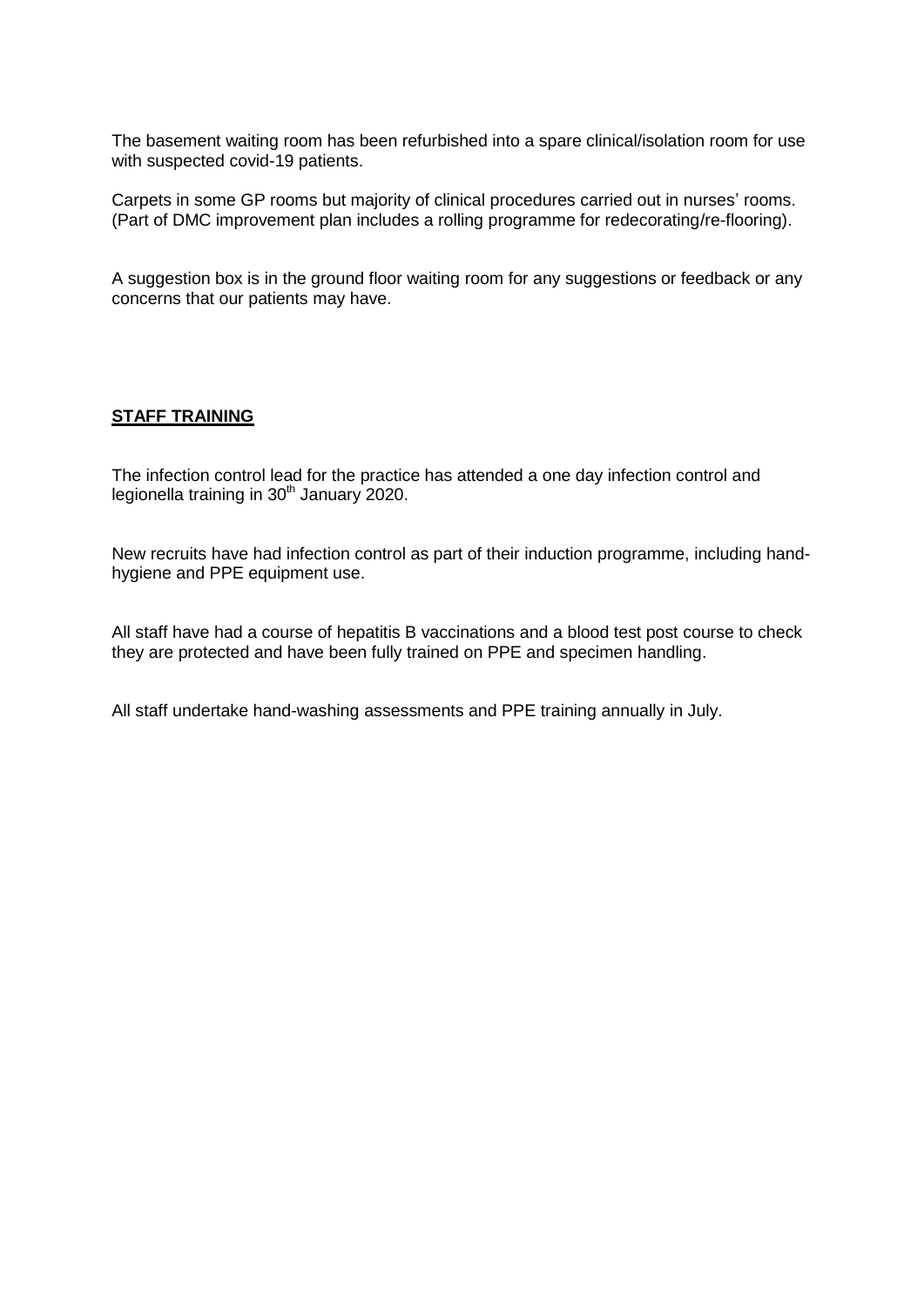The basement waiting room has been refurbished into a spare clinical/isolation room for use with suspected covid-19 patients.

Carpets in some GP rooms but majority of clinical procedures carried out in nurses' rooms. (Part of DMC improvement plan includes a rolling programme for redecorating/re-flooring).

A suggestion box is in the ground floor waiting room for any suggestions or feedback or any concerns that our patients may have.

## STAFF TRAINING

The infection control lead for the practice has attended a one day infection control and legionella training in 30th January 2020.

New recruits have had infection control as part of their induction programme, including hand-hygiene and PPE equipment use.

All staff have had a course of hepatitis B vaccinations and a blood test post course to check they are protected and have been fully trained on PPE and specimen handling.

All staff undertake hand-washing assessments and PPE training annually in July.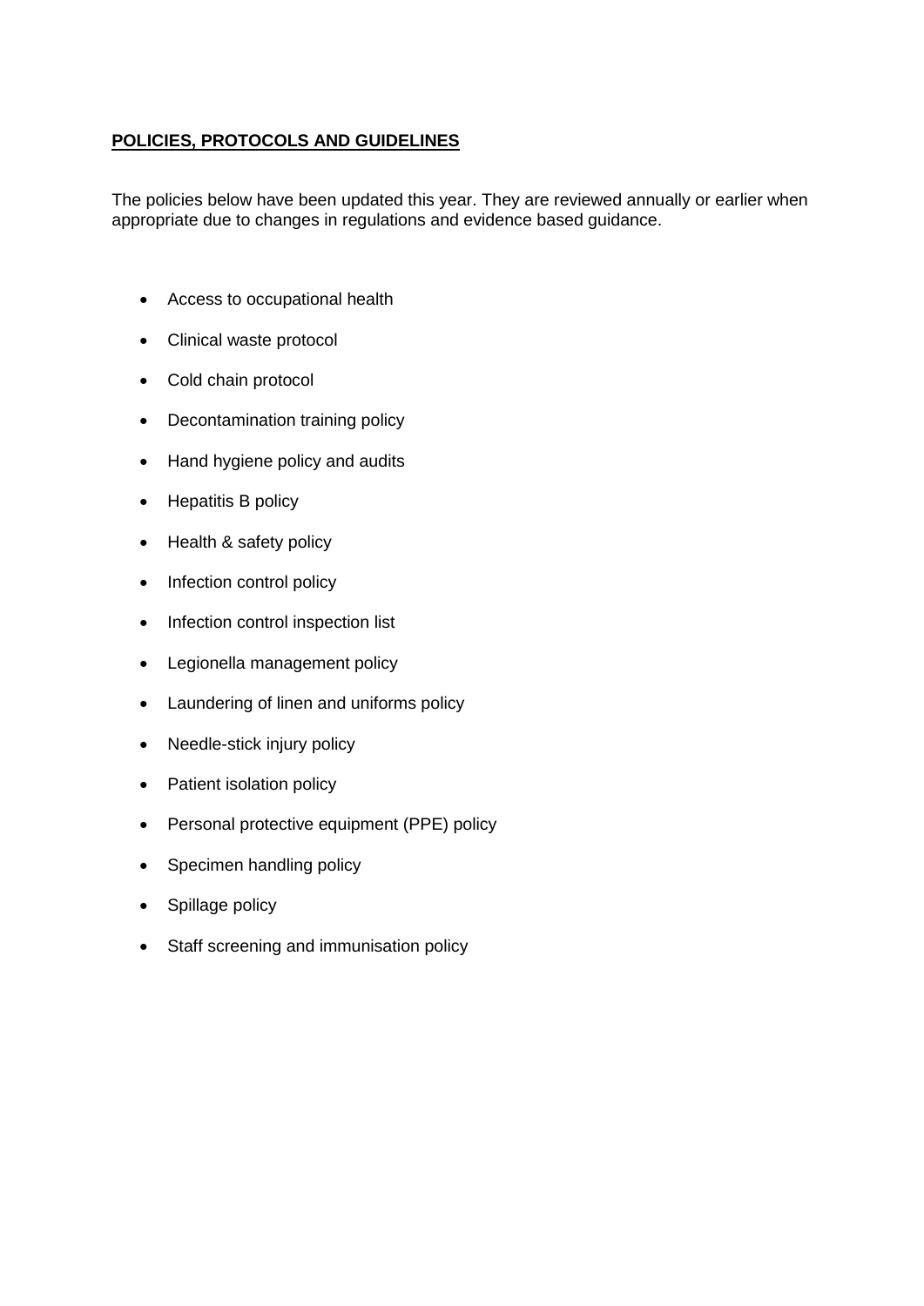## POLICIES, PROTOCOLS AND GUIDELINES

The policies below have been updated this year. They are reviewed annually or earlier when appropriate due to changes in regulations and evidence based guidance.

- Access to occupational health
- Clinical waste protocol
- Cold chain protocol
- Decontamination training policy
- Hand hygiene policy and audits
- Hepatitis B policy
- Health & safety policy
- Infection control policy
- Infection control inspection list
- Legionella management policy
- Laundering of linen and uniforms policy
- Needle-stick injury policy
- Patient isolation policy
- Personal protective equipment (PPE) policy
- Specimen handling policy
- Spillage policy
- Staff screening and immunisation policy